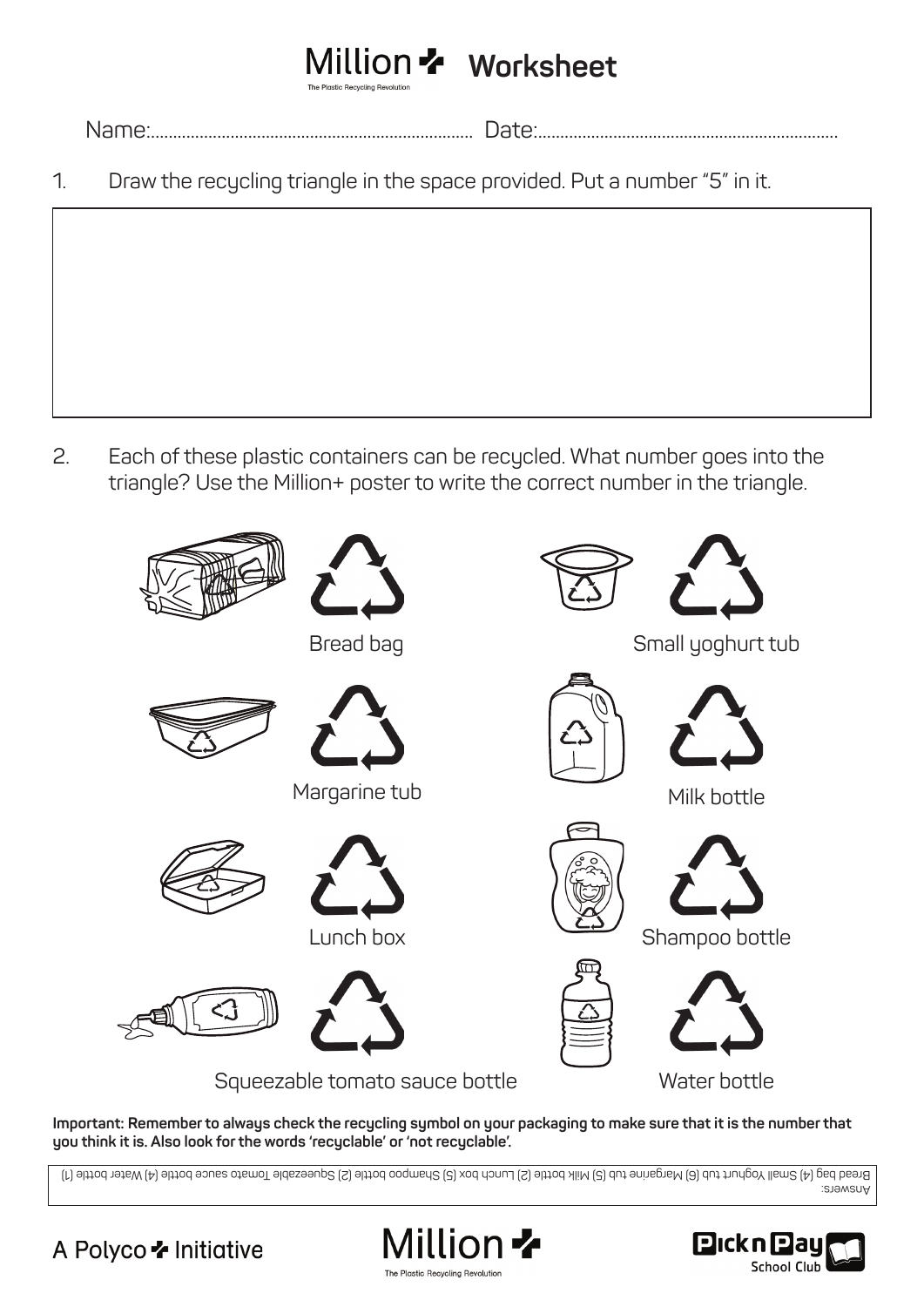# Million+ Worksheet

The Plastic Recycling Revolution

Name:........................................................................ Date:....................................................................

1. Draw the recycling triangle in the space provided. Put a number "5" in it.

2. Each of these plastic containers can be recycled. What number goes into the triangle? Use the Million+ poster to write the correct number in the triangle.

Bread bag

Small yoghurt tub

Margarine tub

Milk bottle

Lunch box

Shampoo bottle

Squeezable tomato sauce bottle

Water bottle

**Important: Remember to always check the recycling symbol on your packaging to make sure that it is the number that you think it is. Also look for the words 'recyclable' or 'not recyclable'.**

Answers:
Bread bag (4) Small Yoghurt tub (6) Margarine tub (5) Milk bottle (2) Lunch box (5) Shampoo bottle (2) Squeezable Tomato sauce bottle (4) Water bottle (1)

A Polyco+ Initiative

Million+

The Plastic Recycling Revolution

Pick n Pay School Club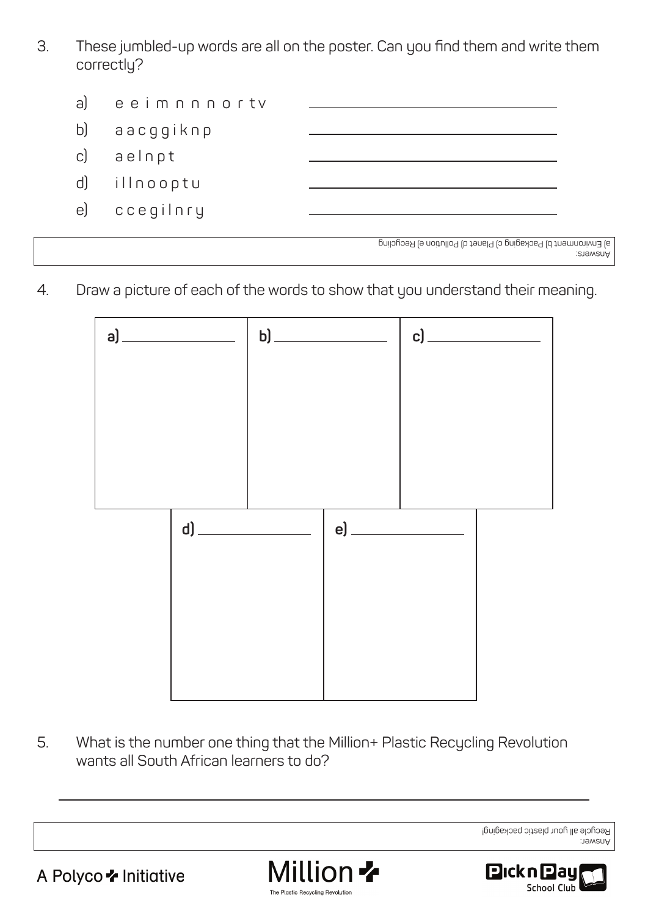3. These jumbled-up words are all on the poster. Can you find them and write them correctly?

   a) e e i m n n n o r t v ______________________

   b) a a c g g i k n p ______________________

   c) a e l n p t ______________________

   d) i l l n o o p t u ______________________

   e) c c e g i l n r y ______________________

Answers:
a) Environment b) Packaging c) Planet d) Pollution e) Recycling

4. Draw a picture of each of the words to show that you understand their meaning.

| a) ______________ | b) ______________ | c) ______________ |
|---|---|---|
| | | |

| d) ______________ | e) ______________ |
|---|---|
| | |

5. What is the number one thing that the Million+ Plastic Recycling Revolution wants all South African learners to do?

______________________________________________

Answer:
Recycle all your plastic packaging!

A Polyco Initiative

Million+ The Plastic Recycling Revolution

Pick n Pay School Club